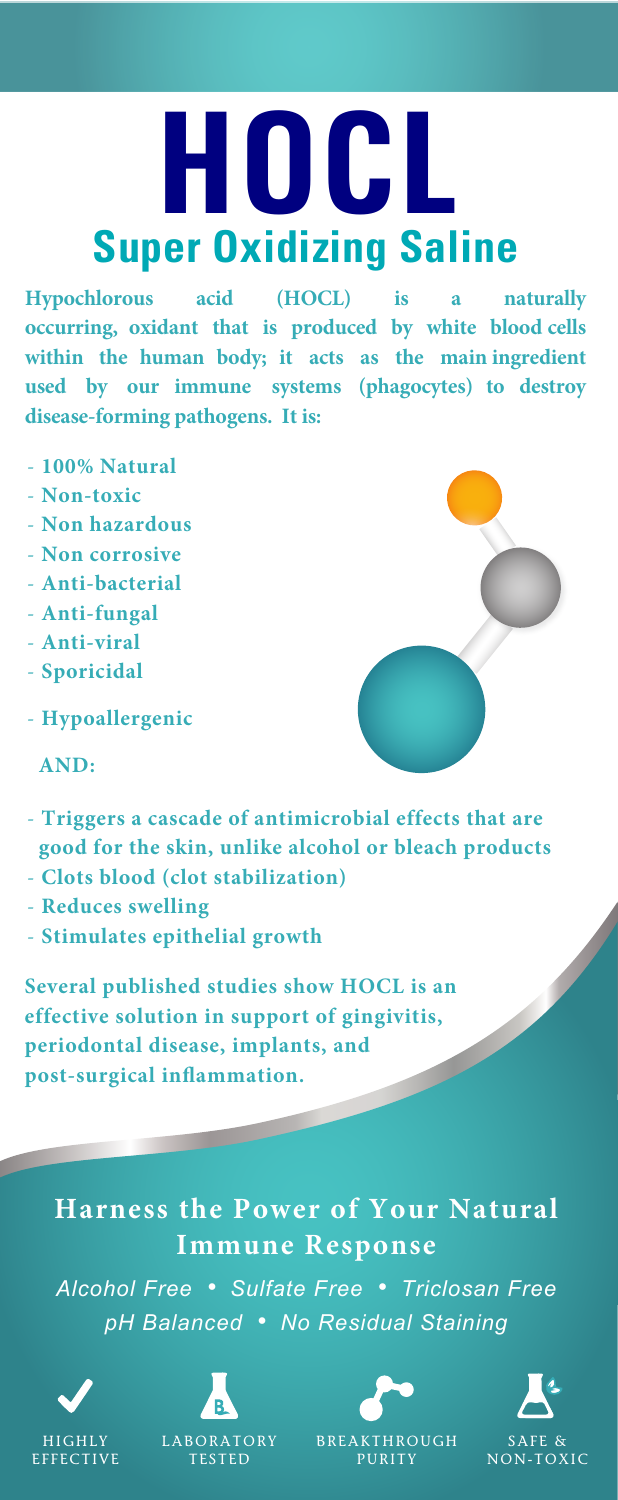# HOCL

## Super Oxidizing Saline

**Hypochlorous acid (HOCL) is a naturally occurring, oxidant that is produced by white blood cells within the human body; it acts as the main ingredient used by our immune systems (phagocytes) to destroy disease-forming pathogens. It is:**

- **100% Natural**
- **Non-toxic**
- **Non hazardous**
- **Non corrosive**
- **Anti-bacterial**
- **Anti-fungal**
- **Anti-viral**
- **Sporicidal**
- **Hypoallergenic**

**AND:**

- **Triggers a cascade of antimicrobial effects that are good for the skin, unlike alcohol or bleach products**
- **Clots blood (clot stabilization)**
- **Reduces swelling**
- **Stimulates epithelial growth**

**Several published studies show HOCL is an effective solution in support of gingivitis, periodontal disease, implants, and post-surgical inflammation.**

## Harness the Power of Your Natural Immune Response

*Alcohol Free • Sulfate Free • Triclosan Free*
*pH Balanced • No Residual Staining*

HIGHLY EFFECTIVE | LABORATORY TESTED | BREAKTHROUGH PURITY | SAFE & NON-TOXIC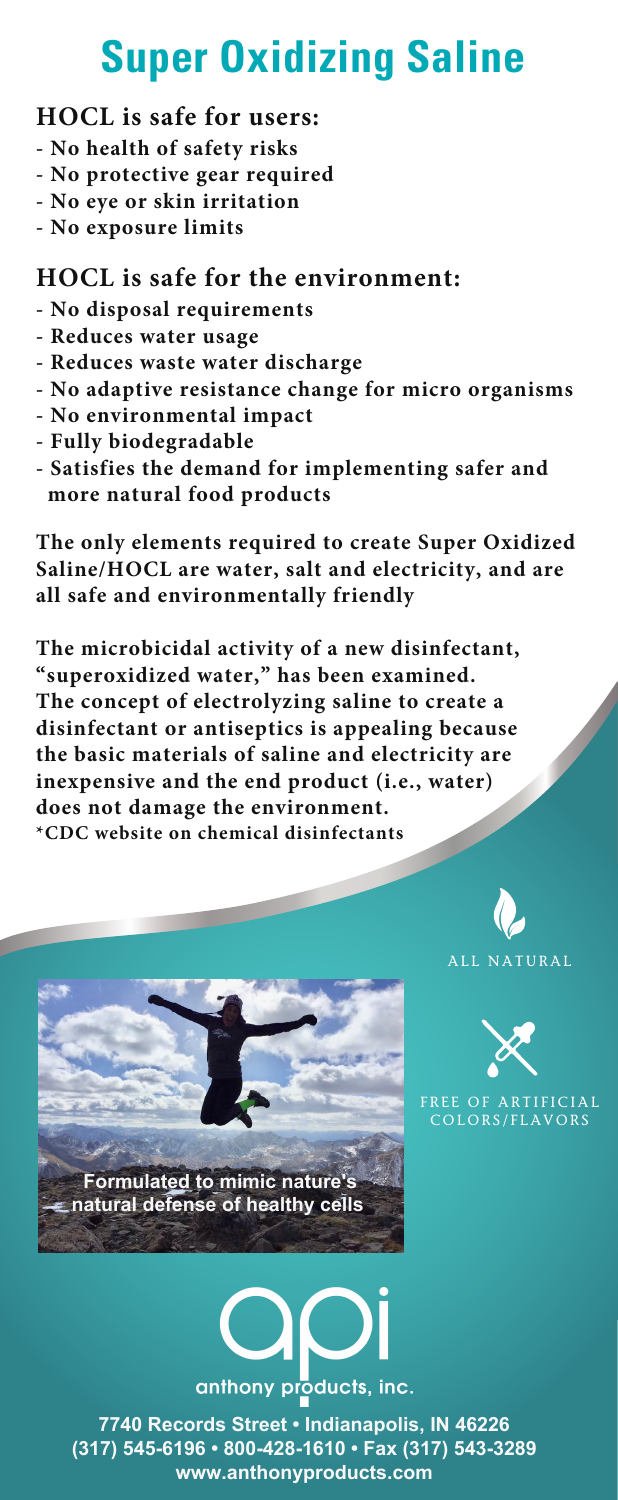# Super Oxidizing Saline

## HOCL is safe for users:

- No health of safety risks
- No protective gear required
- No eye or skin irritation
- No exposure limits

## HOCL is safe for the environment:

- No disposal requirements
- Reduces water usage
- Reduces waste water discharge
- No adaptive resistance change for micro organisms
- No environmental impact
- Fully biodegradable
- Satisfies the demand for implementing safer and more natural food products

**The only elements required to create Super Oxidized Saline/HOCL are water, salt and electricity, and are all safe and environmentally friendly**

**The microbicidal activity of a new disinfectant, "superoxidized water," has been examined. The concept of electrolyzing saline to create a disinfectant or antiseptics is appealing because the basic materials of saline and electricity are inexpensive and the end product (i.e., water) does not damage the environment.**
**\*CDC website on chemical disinfectants**

ALL NATURAL

FREE OF ARTIFICIAL COLORS/FLAVORS

**Formulated to mimic nature's natural defense of healthy cells**

api
anthony products, inc.

**7740 Records Street • Indianapolis, IN 46226**
**(317) 545-6196 • 800-428-1610 • Fax (317) 543-3289**
**www.anthonyproducts.com**